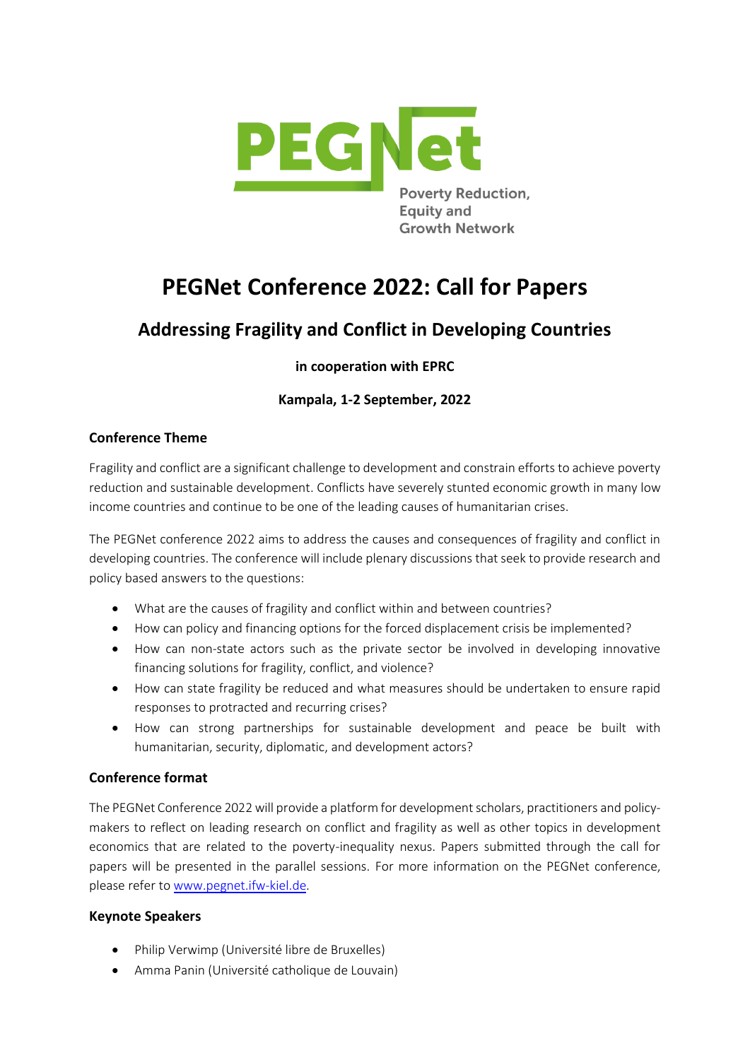PEGNet

Poverty Reduction, Equity and Growth Network

# PEGNet Conference 2022: Call for Papers

## Addressing Fragility and Conflict in Developing Countries

**in cooperation with EPRC**

**Kampala, 1-2 September, 2022**

### Conference Theme

Fragility and conflict are a significant challenge to development and constrain efforts to achieve poverty reduction and sustainable development. Conflicts have severely stunted economic growth in many low income countries and continue to be one of the leading causes of humanitarian crises.

The PEGNet conference 2022 aims to address the causes and consequences of fragility and conflict in developing countries. The conference will include plenary discussions that seek to provide research and policy based answers to the questions:

- What are the causes of fragility and conflict within and between countries?
- How can policy and financing options for the forced displacement crisis be implemented?
- How can non-state actors such as the private sector be involved in developing innovative financing solutions for fragility, conflict, and violence?
- How can state fragility be reduced and what measures should be undertaken to ensure rapid responses to protracted and recurring crises?
- How can strong partnerships for sustainable development and peace be built with humanitarian, security, diplomatic, and development actors?

### Conference format

The PEGNet Conference 2022 will provide a platform for development scholars, practitioners and policy-makers to reflect on leading research on conflict and fragility as well as other topics in development economics that are related to the poverty-inequality nexus. Papers submitted through the call for papers will be presented in the parallel sessions. For more information on the PEGNet conference, please refer to [www.pegnet.ifw-kiel.de](www.pegnet.ifw-kiel.de).

### Keynote Speakers

- Philip Verwimp (Université libre de Bruxelles)
- Amma Panin (Université catholique de Louvain)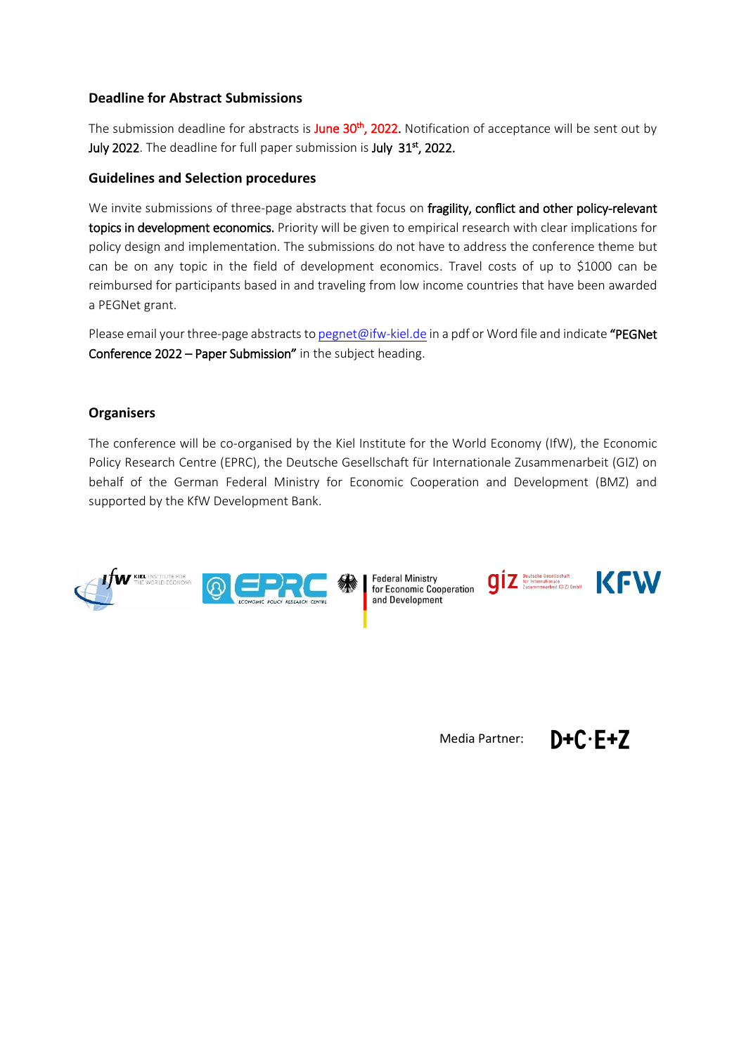## Deadline for Abstract Submissions

The submission deadline for abstracts is June 30th, 2022. Notification of acceptance will be sent out by July 2022. The deadline for full paper submission is July 31st, 2022.

## Guidelines and Selection procedures

We invite submissions of three-page abstracts that focus on **fragility, conflict and other policy-relevant topics in development economics.** Priority will be given to empirical research with clear implications for policy design and implementation. The submissions do not have to address the conference theme but can be on any topic in the field of development economics. Travel costs of up to $1000 can be reimbursed for participants based in and traveling from low income countries that have been awarded a PEGNet grant.

Please email your three-page abstracts to pegnet@ifw-kiel.de in a pdf or Word file and indicate **"PEGNet Conference 2022 – Paper Submission"** in the subject heading.

## Organisers

The conference will be co-organised by the Kiel Institute for the World Economy (IfW), the Economic Policy Research Centre (EPRC), the Deutsche Gesellschaft für Internationale Zusammenarbeit (GIZ) on behalf of the German Federal Ministry for Economic Cooperation and Development (BMZ) and supported by the KfW Development Bank.

Media Partner: D+C·E+Z